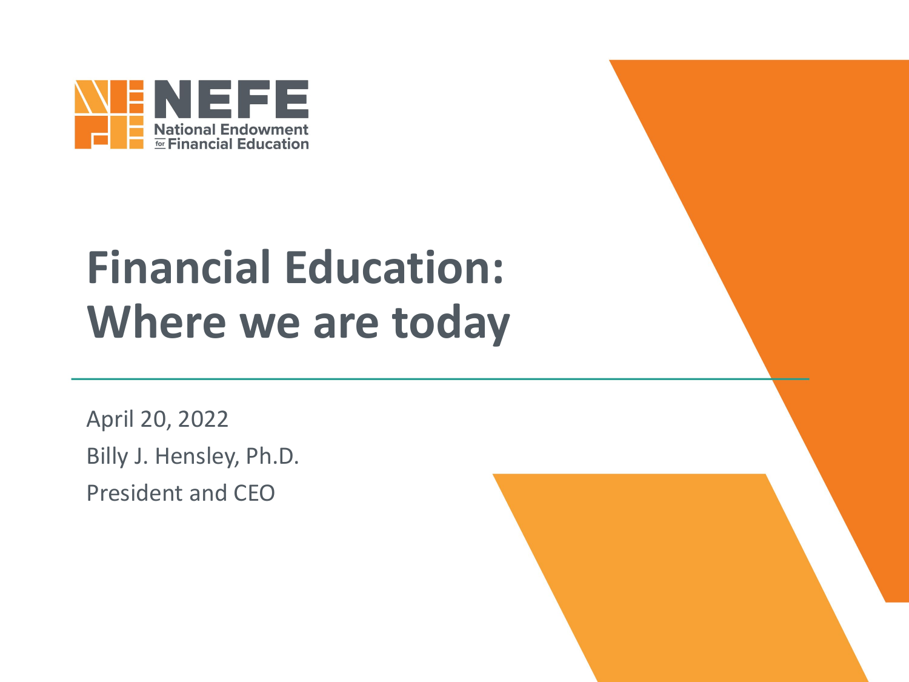NEFE

National Endowment for Financial Education

# Financial Education: Where we are today

April 20, 2022

Billy J. Hensley, Ph.D.

President and CEO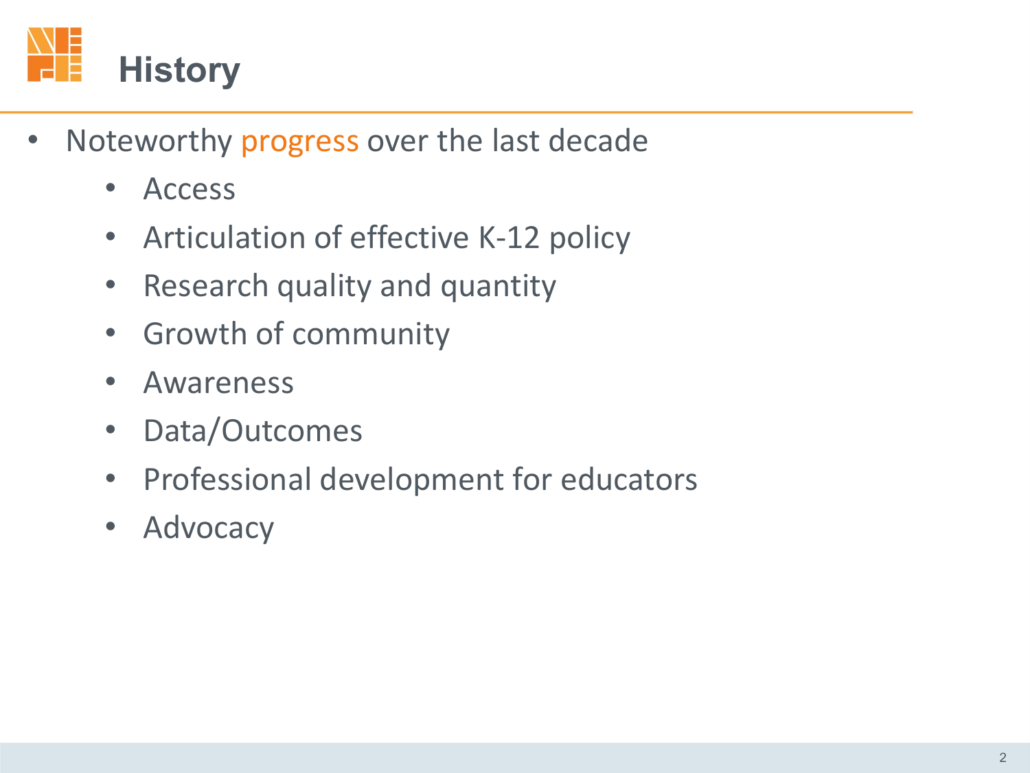# History

- Noteworthy progress over the last decade
  - Access
  - Articulation of effective K-12 policy
  - Research quality and quantity
  - Growth of community
  - Awareness
  - Data/Outcomes
  - Professional development for educators
  - Advocacy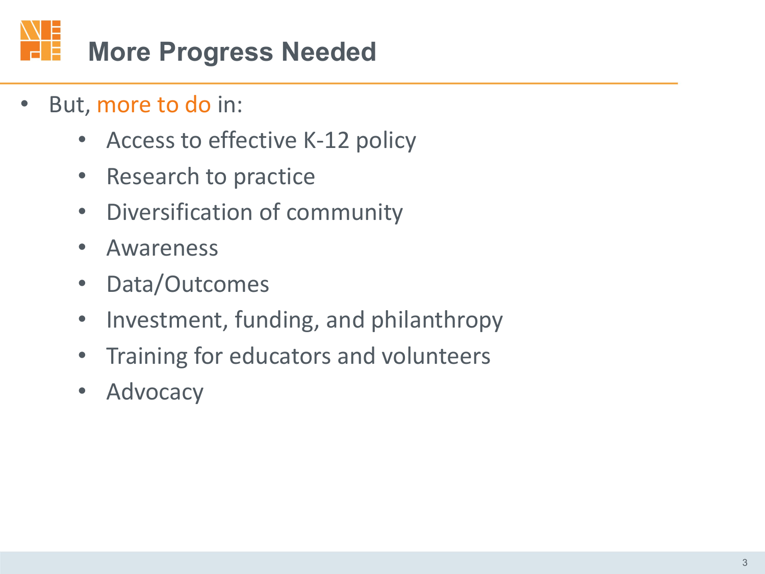# More Progress Needed

- But, more to do in:
  - Access to effective K-12 policy
  - Research to practice
  - Diversification of community
  - Awareness
  - Data/Outcomes
  - Investment, funding, and philanthropy
  - Training for educators and volunteers
  - Advocacy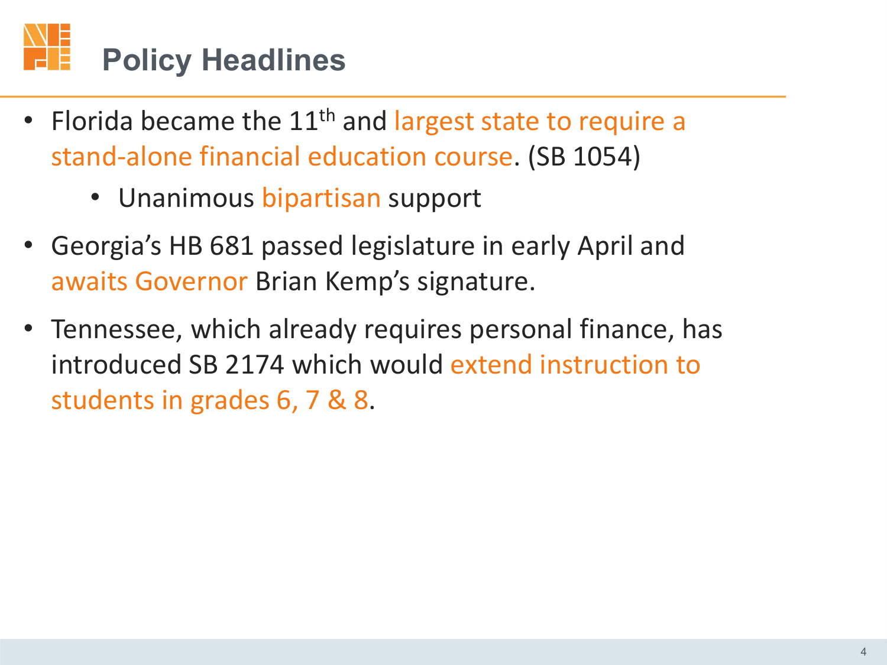# Policy Headlines

- Florida became the 11th and largest state to require a stand-alone financial education course. (SB 1054)
  - Unanimous bipartisan support
- Georgia's HB 681 passed legislature in early April and awaits Governor Brian Kemp's signature.
- Tennessee, which already requires personal finance, has introduced SB 2174 which would extend instruction to students in grades 6, 7 & 8.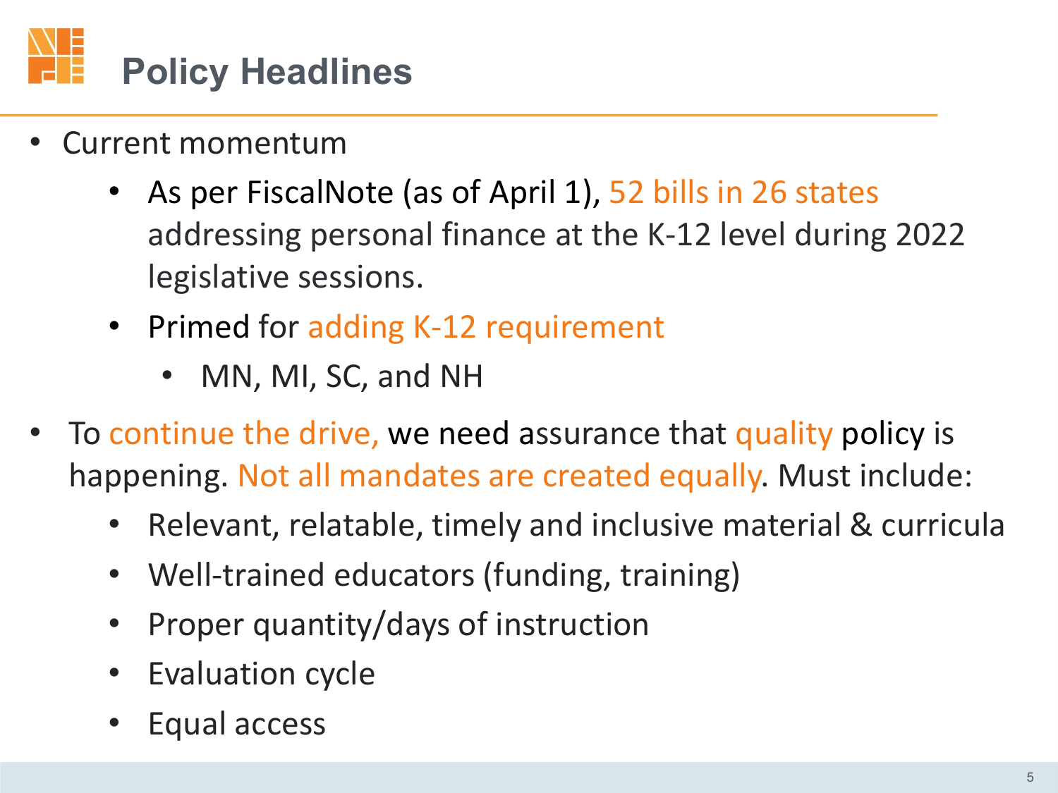# Policy Headlines

- Current momentum
  - As per FiscalNote (as of April 1), 52 bills in 26 states addressing personal finance at the K-12 level during 2022 legislative sessions.
  - Primed for adding K-12 requirement
    - MN, MI, SC, and NH
- To continue the drive, we need assurance that quality policy is happening. Not all mandates are created equally. Must include:
  - Relevant, relatable, timely and inclusive material & curricula
  - Well-trained educators (funding, training)
  - Proper quantity/days of instruction
  - Evaluation cycle
  - Equal access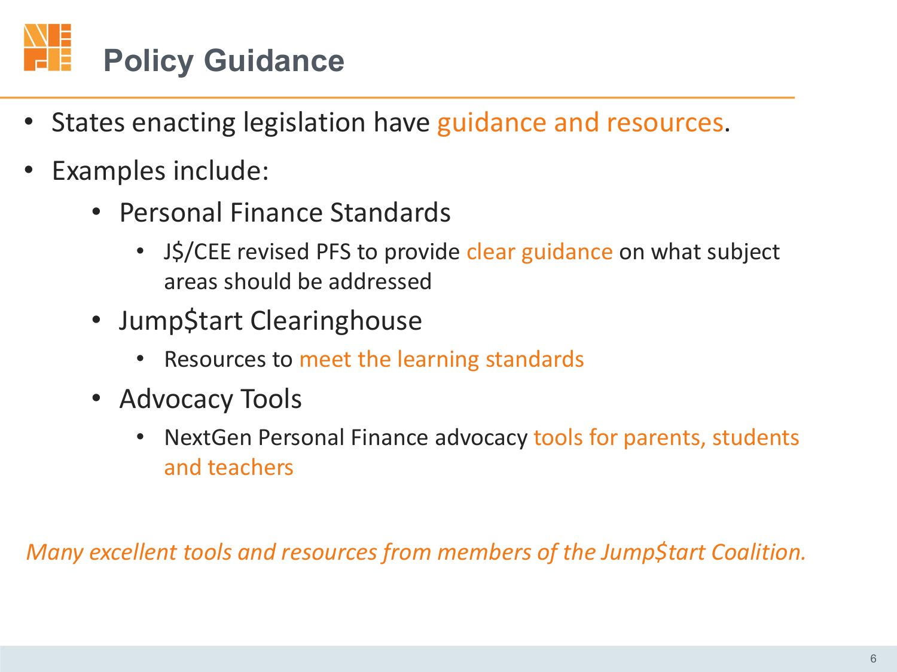# Policy Guidance

- States enacting legislation have guidance and resources.
- Examples include:
  - Personal Finance Standards
    - J$/CEE revised PFS to provide clear guidance on what subject areas should be addressed
  - Jump$tart Clearinghouse
    - Resources to meet the learning standards
  - Advocacy Tools
    - NextGen Personal Finance advocacy tools for parents, students and teachers

*Many excellent tools and resources from members of the Jump$tart Coalition.*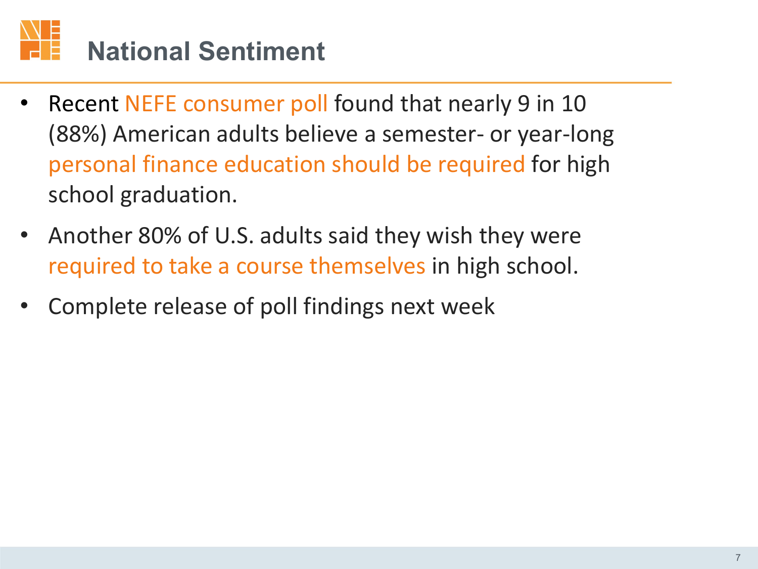# National Sentiment

- Recent NEFE consumer poll found that nearly 9 in 10 (88%) American adults believe a semester- or year-long personal finance education should be required for high school graduation.
- Another 80% of U.S. adults said they wish they were required to take a course themselves in high school.
- Complete release of poll findings next week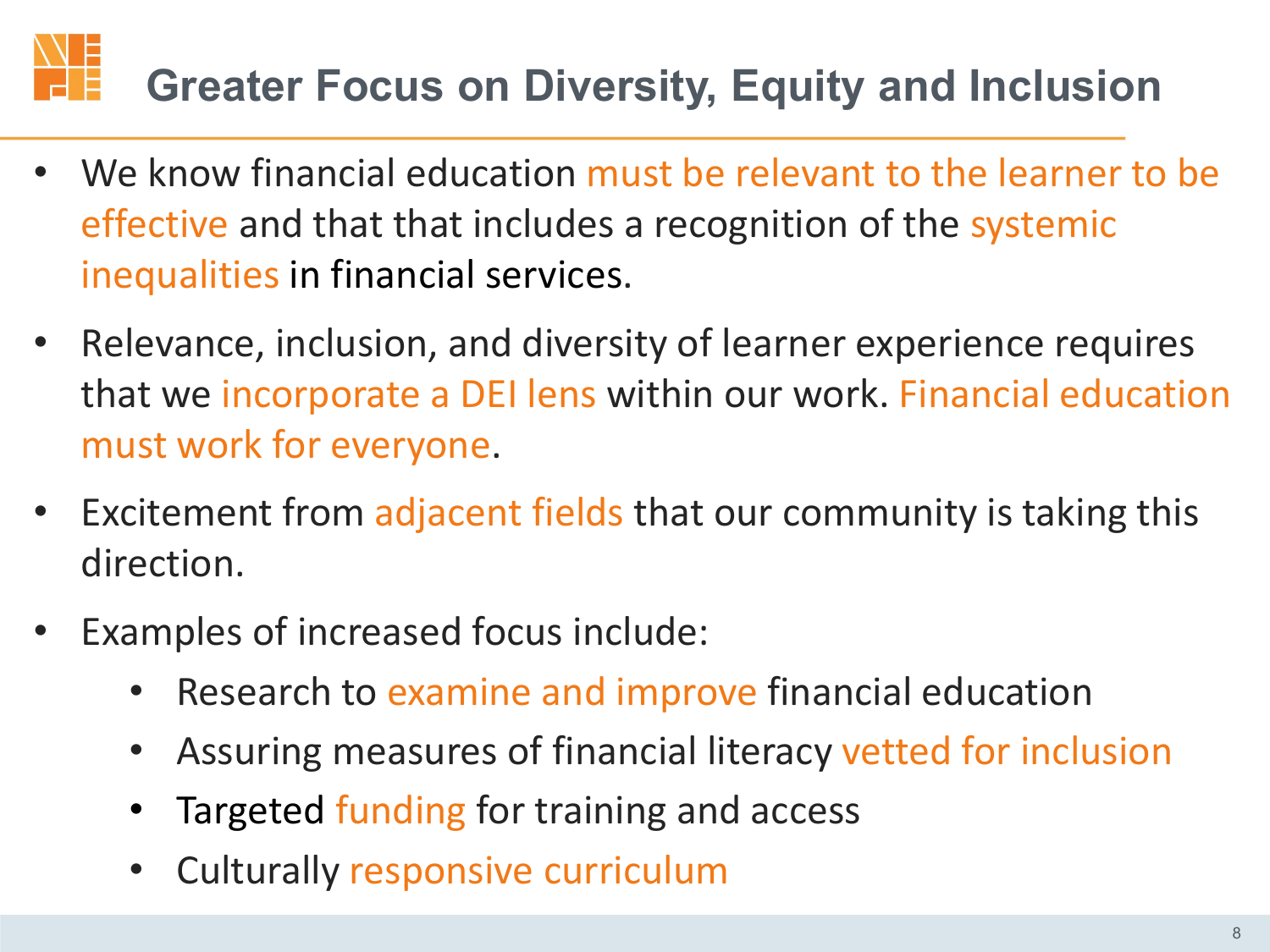# Greater Focus on Diversity, Equity and Inclusion

- We know financial education must be relevant to the learner to be effective and that that includes a recognition of the systemic inequalities in financial services.
- Relevance, inclusion, and diversity of learner experience requires that we incorporate a DEI lens within our work. Financial education must work for everyone.
- Excitement from adjacent fields that our community is taking this direction.
- Examples of increased focus include:
  - Research to examine and improve financial education
  - Assuring measures of financial literacy vetted for inclusion
  - Targeted funding for training and access
  - Culturally responsive curriculum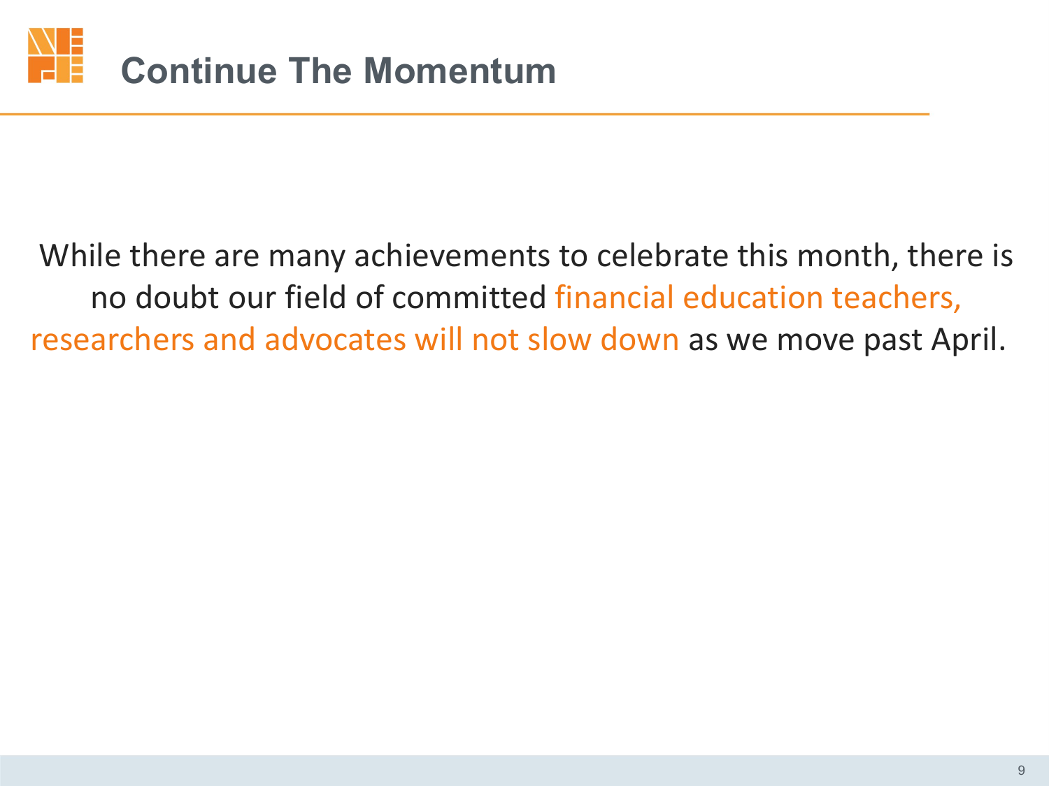# Continue The Momentum

While there are many achievements to celebrate this month, there is no doubt our field of committed financial education teachers, researchers and advocates will not slow down as we move past April.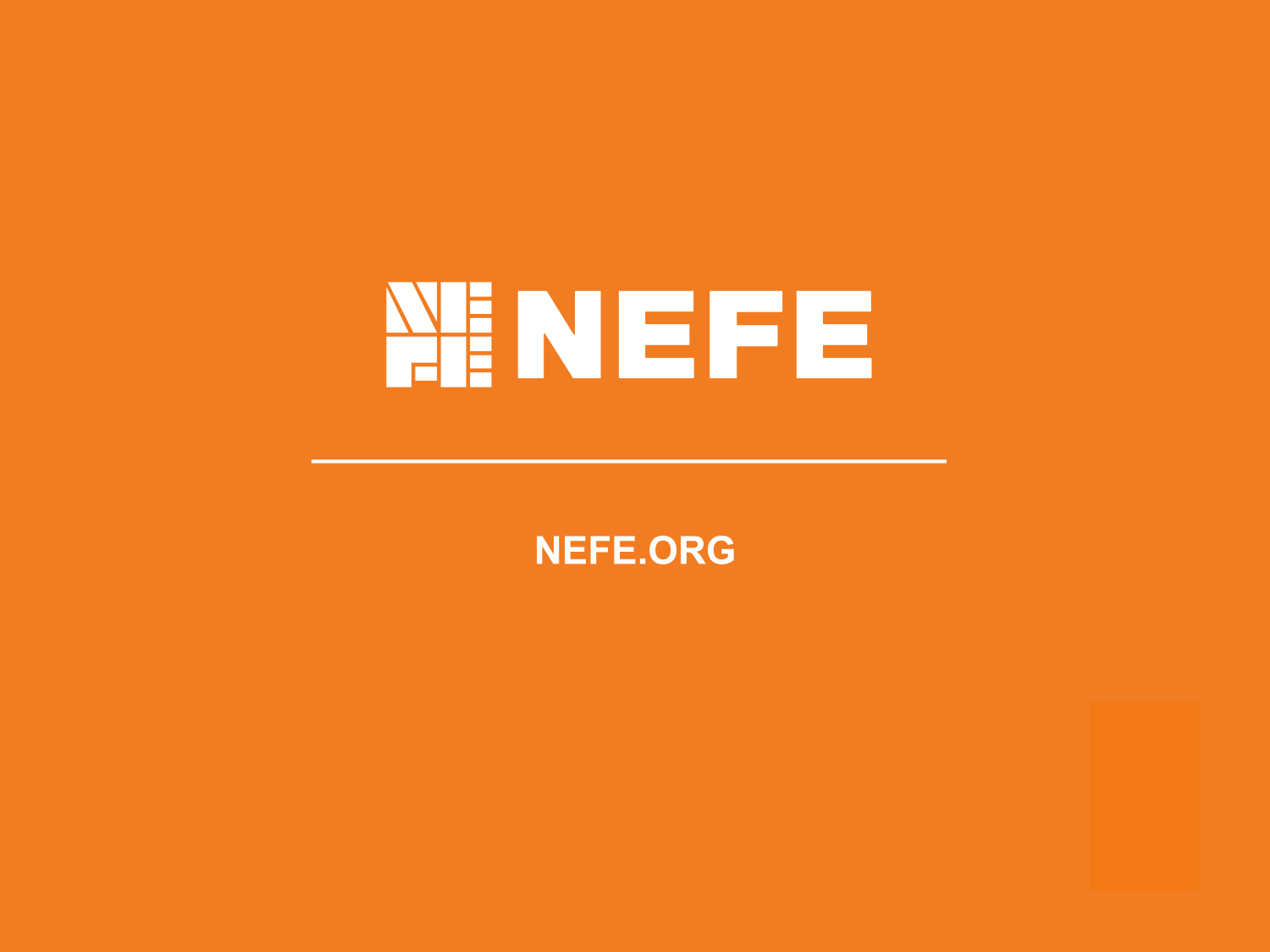NEFE

NEFE.ORG